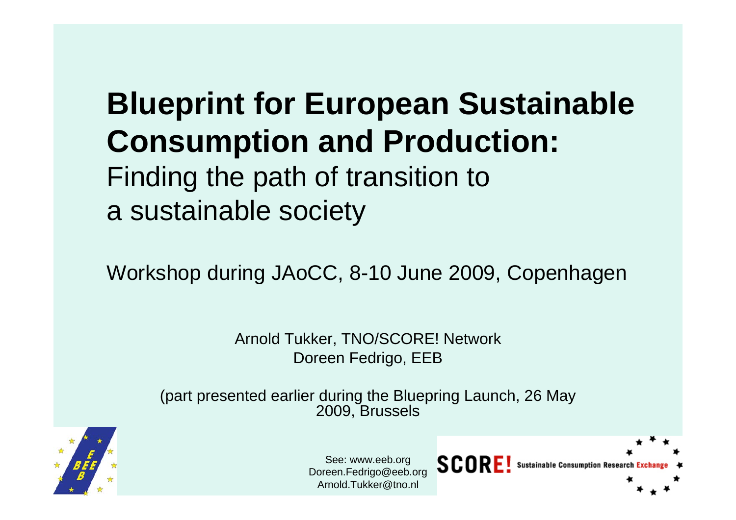# Blueprint for European Sustainable Consumption and Production:

Finding the path of transition to a sustainable society

Workshop during JAoCC, 8-10 June 2009, Copenhagen

Arnold Tukker, TNO/SCORE! Network
Doreen Fedrigo, EEB

(part presented earlier during the Bluepring Launch, 26 May 2009, Brussels

See: www.eeb.org
Doreen.Fedrigo@eeb.org
Arnold.Tukker@tno.nl

SCORE! Sustainable Consumption Research Exchange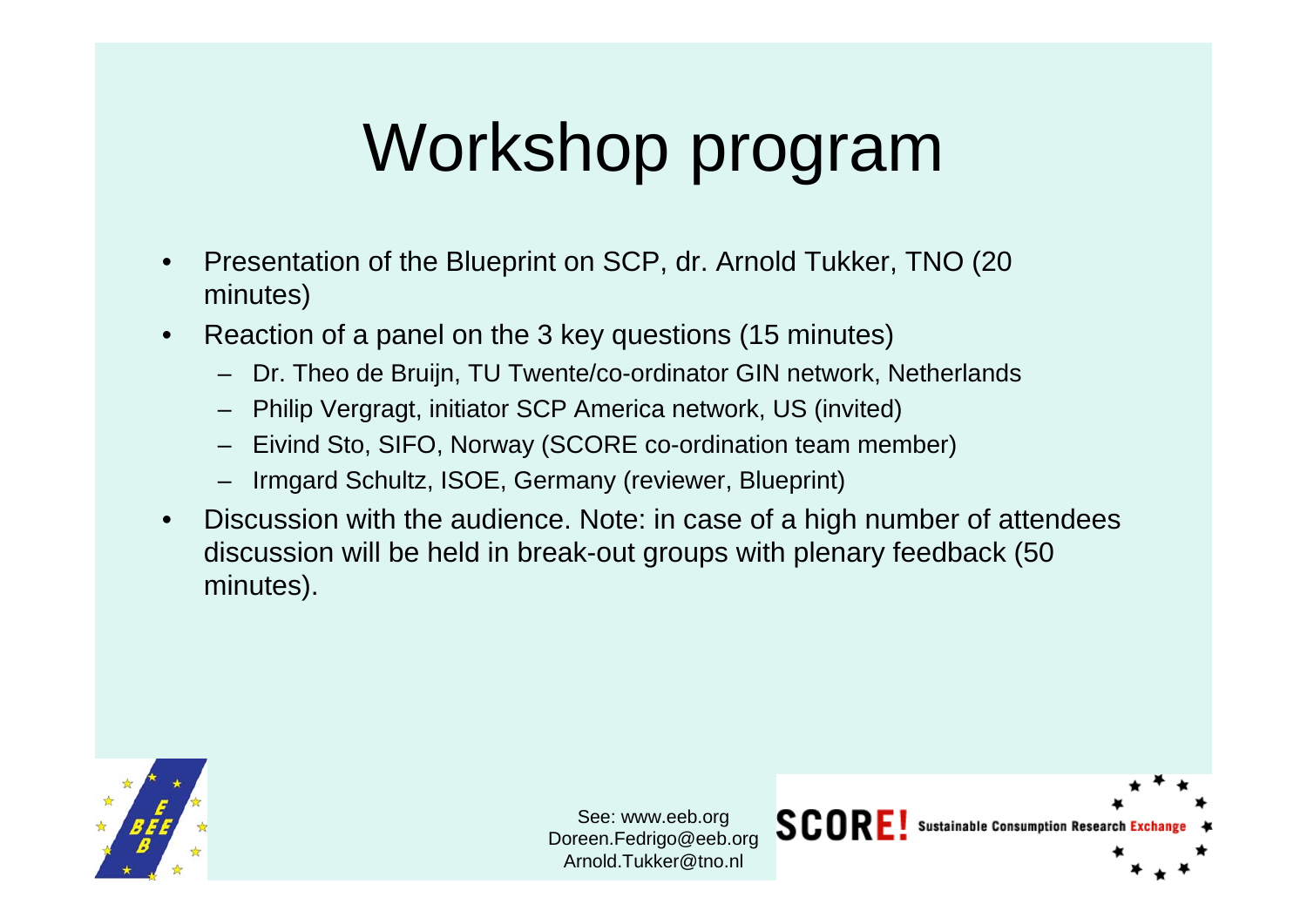# Workshop program

- Presentation of the Blueprint on SCP, dr. Arnold Tukker, TNO (20 minutes)
- Reaction of a panel on the 3 key questions (15 minutes)
  - Dr. Theo de Bruijn, TU Twente/co-ordinator GIN network, Netherlands
  - Philip Vergragt, initiator SCP America network, US (invited)
  - Eivind Sto, SIFO, Norway (SCORE co-ordination team member)
  - Irmgard Schultz, ISOE, Germany (reviewer, Blueprint)
- Discussion with the audience. Note: in case of a high number of attendees discussion will be held in break-out groups with plenary feedback (50 minutes).

See: www.eeb.org
Doreen.Fedrigo@eeb.org
Arnold.Tukker@tno.nl

SCORE! Sustainable Consumption Research Exchange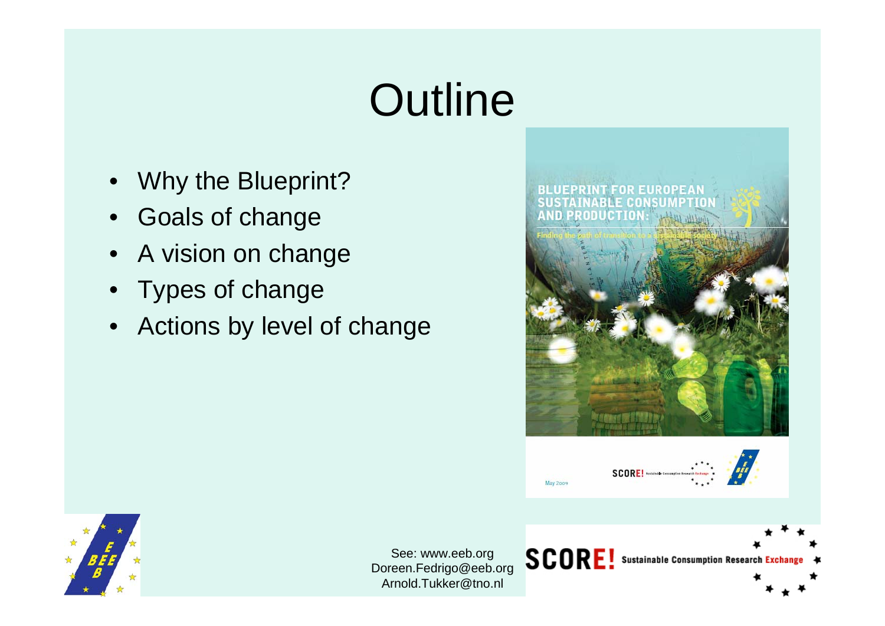# Outline

- Why the Blueprint?
- Goals of change
- A vision on change
- Types of change
- Actions by level of change

See: www.eeb.org
Doreen.Fedrigo@eeb.org
Arnold.Tukker@tno.nl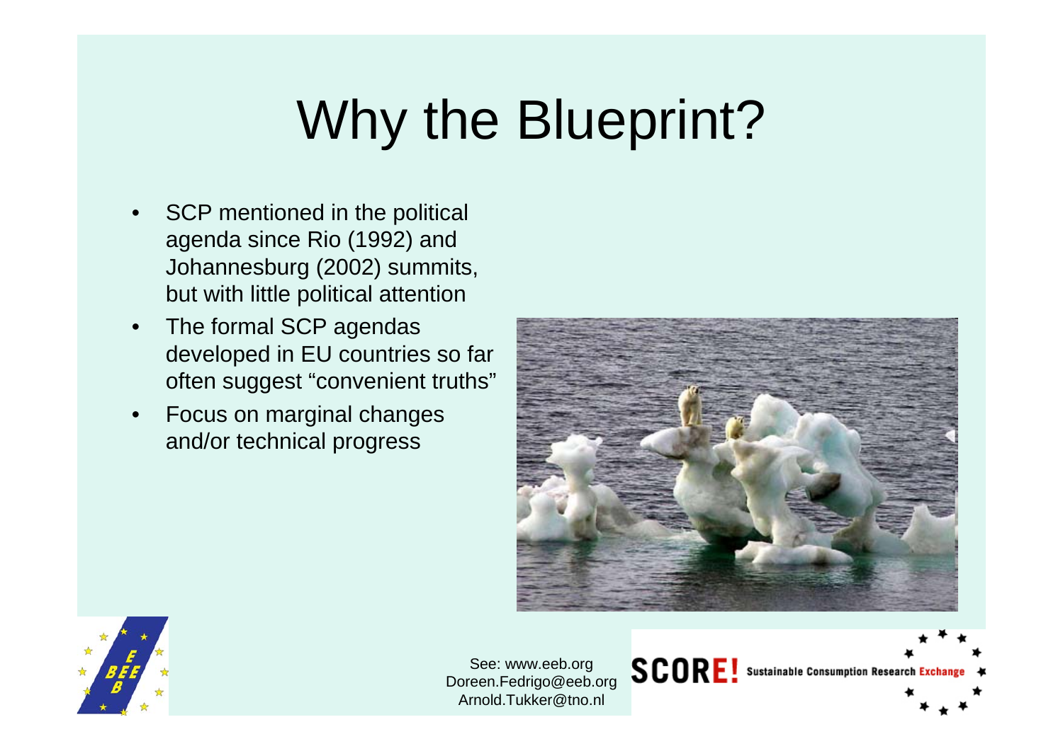# Why the Blueprint?

- SCP mentioned in the political agenda since Rio (1992) and Johannesburg (2002) summits, but with little political attention
- The formal SCP agendas developed in EU countries so far often suggest "convenient truths"
- Focus on marginal changes and/or technical progress

See: www.eeb.org
Doreen.Fedrigo@eeb.org
Arnold.Tukker@tno.nl

SCORE! Sustainable Consumption Research Exchange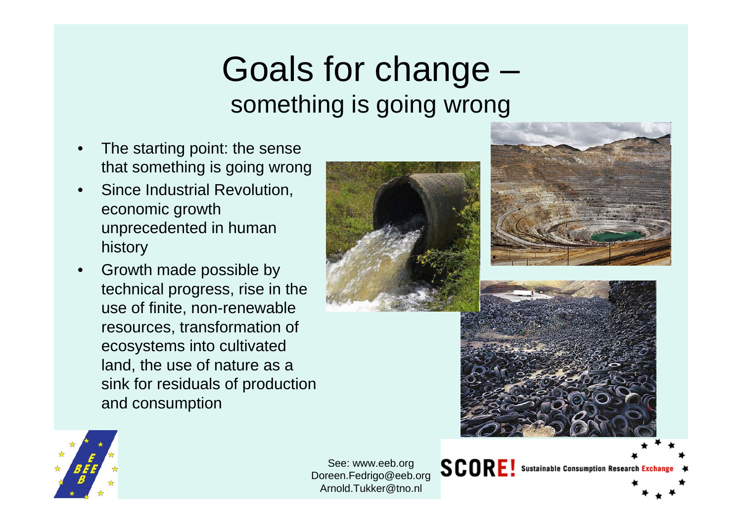# Goals for change – something is going wrong

- The starting point: the sense that something is going wrong
- Since Industrial Revolution, economic growth unprecedented in human history
- Growth made possible by technical progress, rise in the use of finite, non-renewable resources, transformation of ecosystems into cultivated land, the use of nature as a sink for residuals of production and consumption

See: www.eeb.org
Doreen.Fedrigo@eeb.org
Arnold.Tukker@tno.nl

SCORE! Sustainable Consumption Research Exchange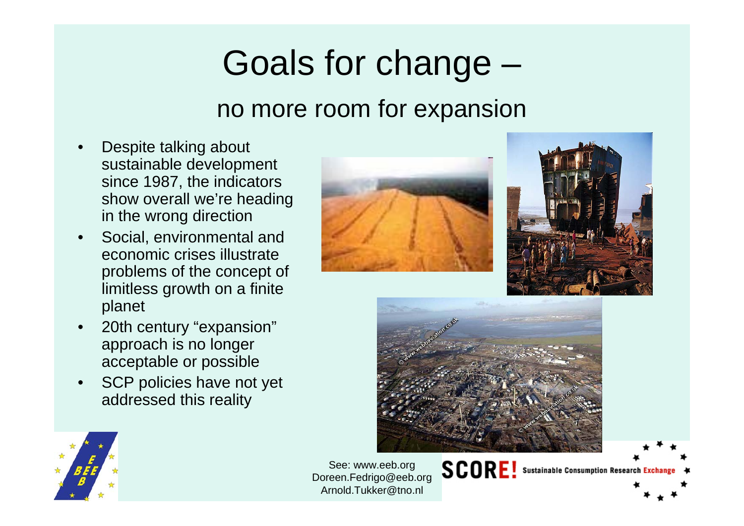# Goals for change –

## no more room for expansion

- Despite talking about sustainable development since 1987, the indicators show overall we're heading in the wrong direction
- Social, environmental and economic crises illustrate problems of the concept of limitless growth on a finite planet
- 20th century "expansion" approach is no longer acceptable or possible
- SCP policies have not yet addressed this reality

See: www.eeb.org
Doreen.Fedrigo@eeb.org
Arnold.Tukker@tno.nl

SCORE! Sustainable Consumption Research Exchange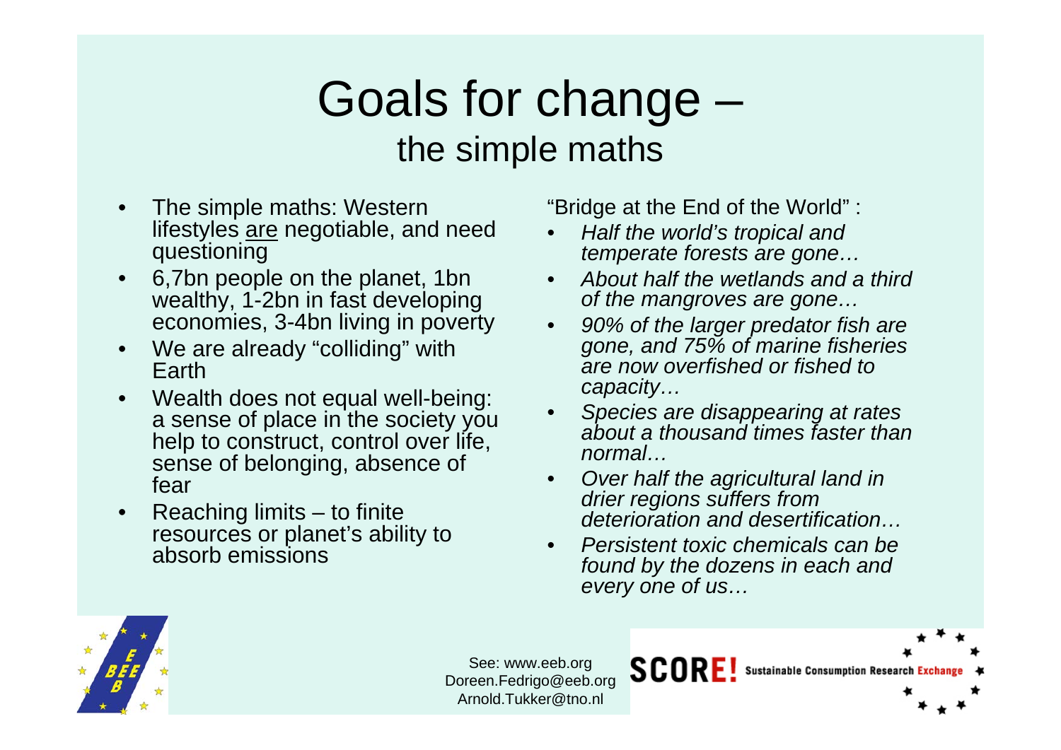# Goals for change –

## the simple maths

- The simple maths: Western lifestyles <u>are</u> negotiable, and need questioning
- 6,7bn people on the planet, 1bn wealthy, 1-2bn in fast developing economies, 3-4bn living in poverty
- We are already "colliding" with Earth
- Wealth does not equal well-being: a sense of place in the society you help to construct, control over life, sense of belonging, absence of fear
- Reaching limits – to finite resources or planet's ability to absorb emissions

"Bridge at the End of the World" :

- *Half the world's tropical and temperate forests are gone…*
- *About half the wetlands and a third of the mangroves are gone…*
- *90% of the larger predator fish are gone, and 75% of marine fisheries are now overfished or fished to capacity…*
- *Species are disappearing at rates about a thousand times faster than normal…*
- *Over half the agricultural land in drier regions suffers from deterioration and desertification…*
- *Persistent toxic chemicals can be found by the dozens in each and every one of us…*

See: www.eeb.org
Doreen.Fedrigo@eeb.org
Arnold.Tukker@tno.nl

SCORE! Sustainable Consumption Research Exchange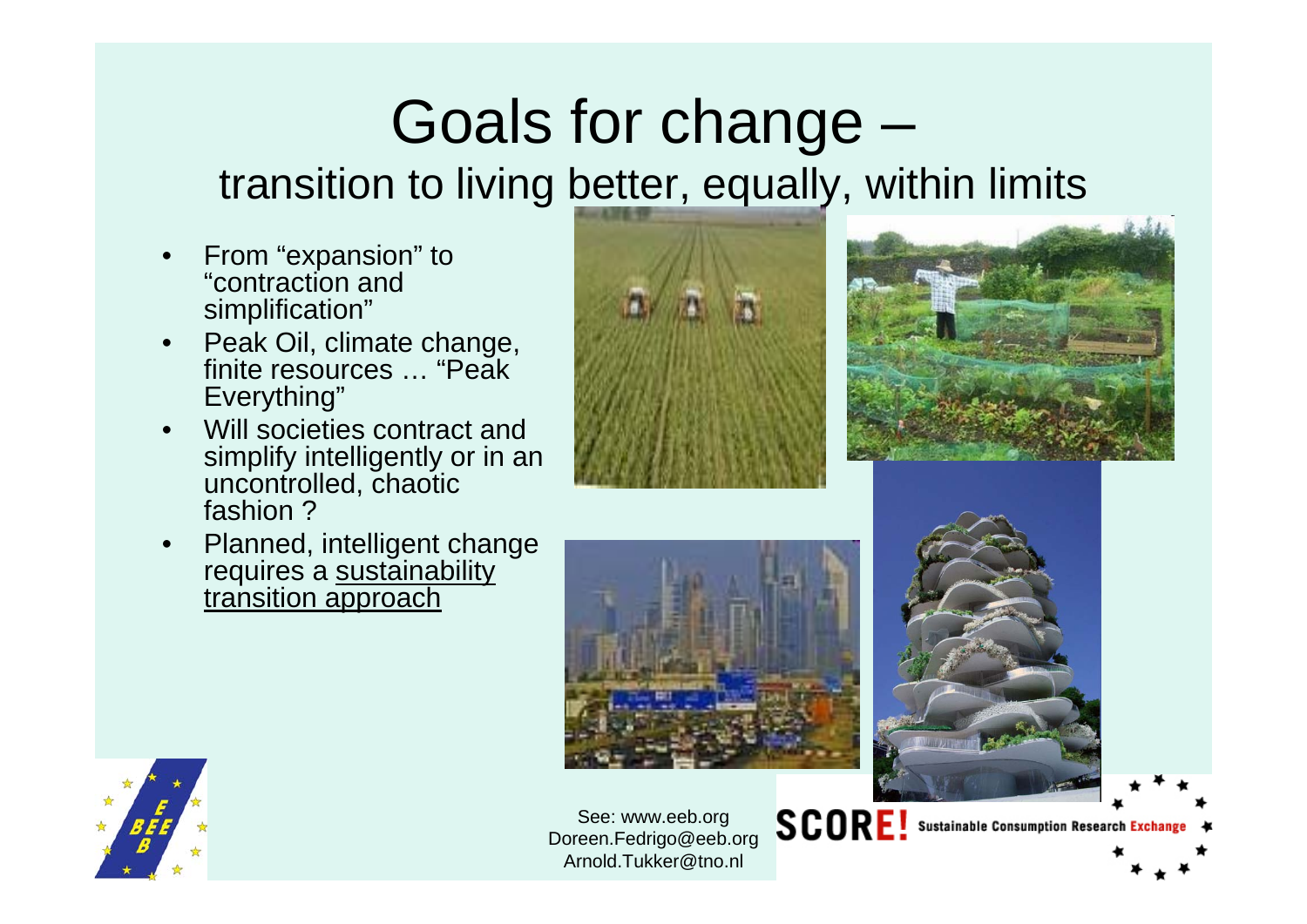# Goals for change –

## transition to living better, equally, within limits

- From "expansion" to "contraction and simplification"
- Peak Oil, climate change, finite resources … "Peak Everything"
- Will societies contract and simplify intelligently or in an uncontrolled, chaotic fashion ?
- Planned, intelligent change requires a sustainability transition approach

See: www.eeb.org
Doreen.Fedrigo@eeb.org
Arnold.Tukker@tno.nl

SCORE! Sustainable Consumption Research Exchange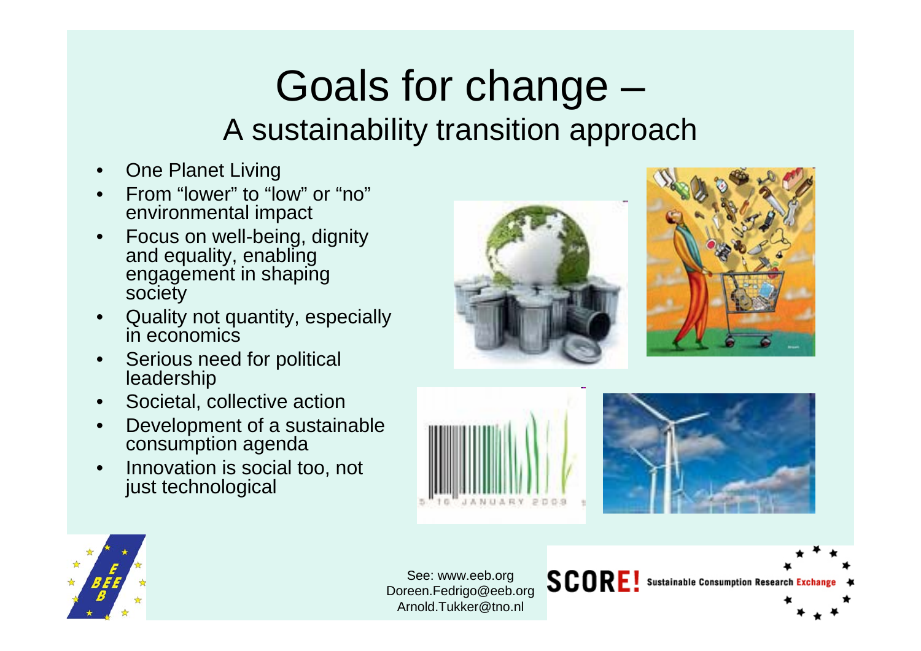# Goals for change –

## A sustainability transition approach

- One Planet Living
- From "lower" to "low" or "no" environmental impact
- Focus on well-being, dignity and equality, enabling engagement in shaping society
- Quality not quantity, especially in economics
- Serious need for political leadership
- Societal, collective action
- Development of a sustainable consumption agenda
- Innovation is social too, not just technological

See: www.eeb.org
Doreen.Fedrigo@eeb.org
Arnold.Tukker@tno.nl

SCORE! Sustainable Consumption Research Exchange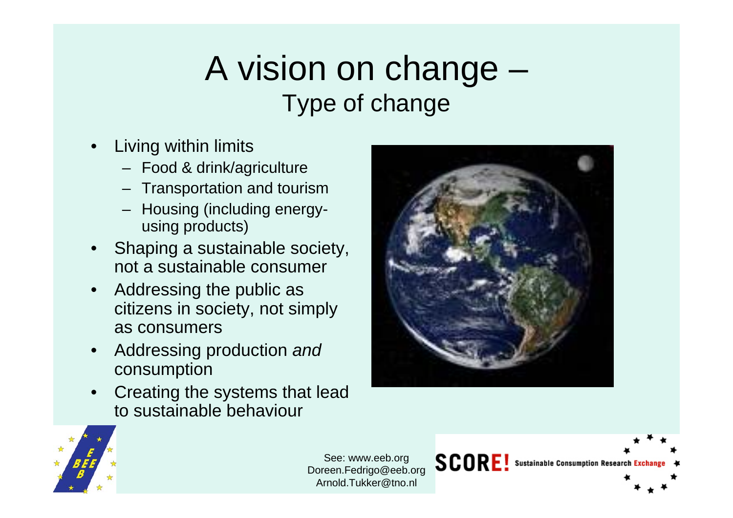# A vision on change – Type of change

- Living within limits
  - Food & drink/agriculture
  - Transportation and tourism
  - Housing (including energy-using products)
- Shaping a sustainable society, not a sustainable consumer
- Addressing the public as citizens in society, not simply as consumers
- Addressing production *and* consumption
- Creating the systems that lead to sustainable behaviour

See: www.eeb.org
Doreen.Fedrigo@eeb.org
Arnold.Tukker@tno.nl

SCORE! Sustainable Consumption Research Exchange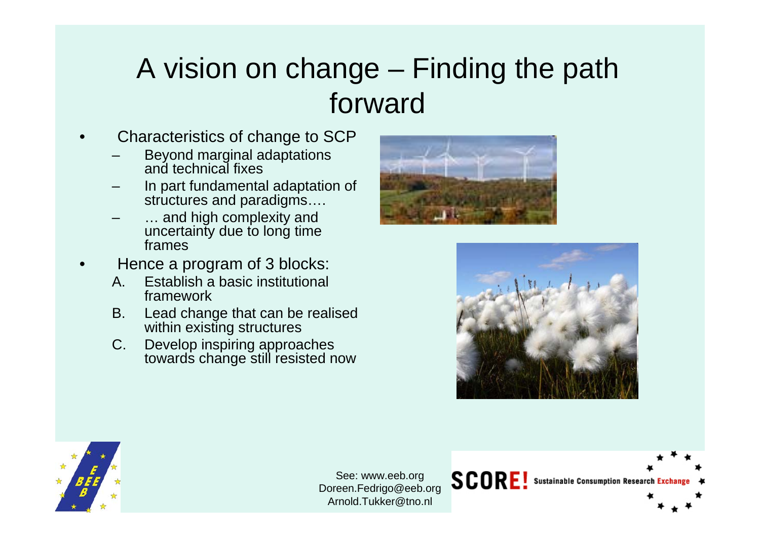# A vision on change – Finding the path forward

- Characteristics of change to SCP
  - Beyond marginal adaptations and technical fixes
  - In part fundamental adaptation of structures and paradigms….
  - … and high complexity and uncertainty due to long time frames
- Hence a program of 3 blocks:
  - A. Establish a basic institutional framework
  - B. Lead change that can be realised within existing structures
  - C. Develop inspiring approaches towards change still resisted now

See: www.eeb.org
Doreen.Fedrigo@eeb.org
Arnold.Tukker@tno.nl

SCORE! Sustainable Consumption Research Exchange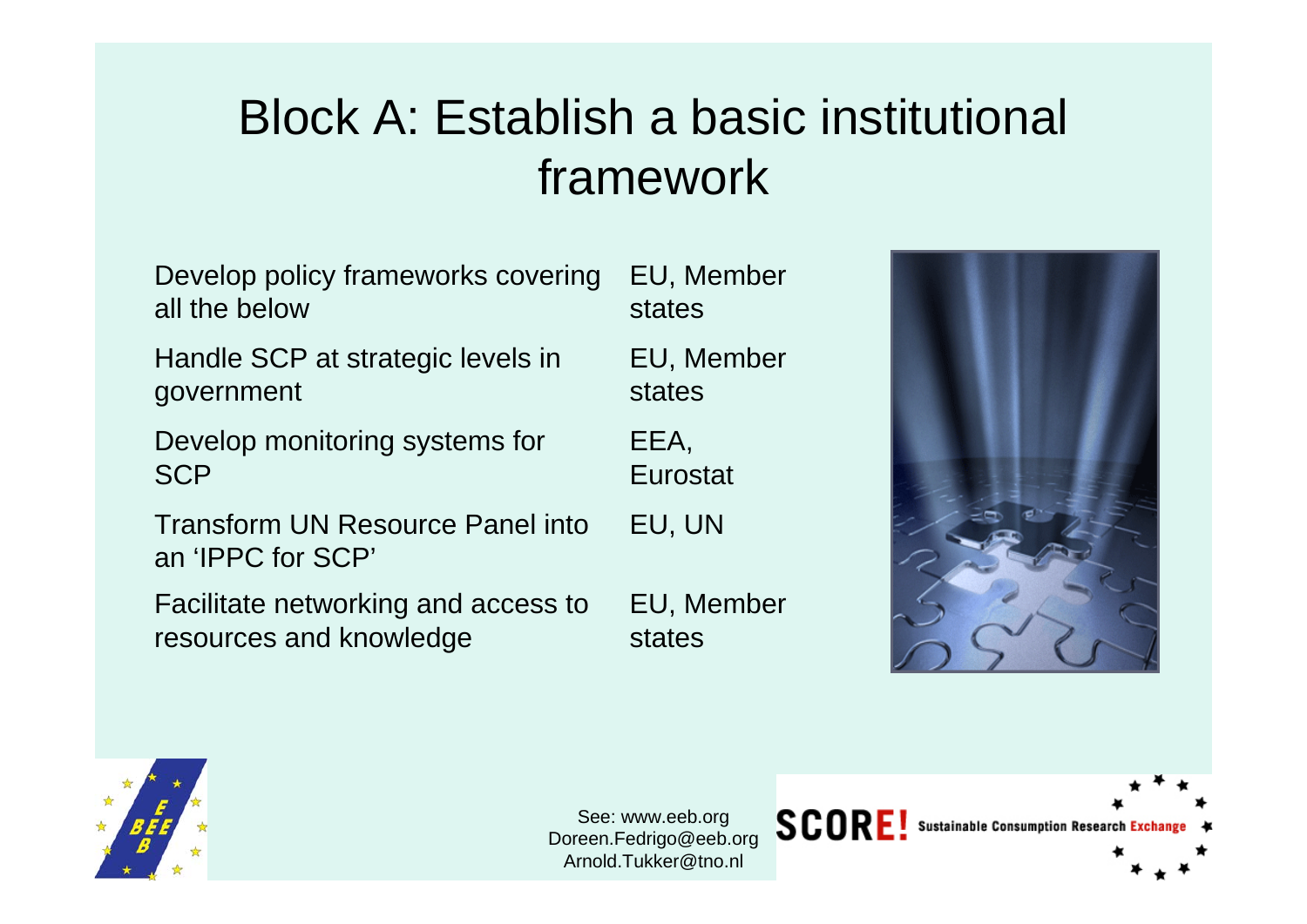# Block A: Establish a basic institutional framework

| | |
|---|---|
| Develop policy frameworks covering all the below | EU, Member states |
| Handle SCP at strategic levels in government | EU, Member states |
| Develop monitoring systems for SCP | EEA, Eurostat |
| Transform UN Resource Panel into an 'IPPC for SCP' | EU, UN |
| Facilitate networking and access to resources and knowledge | EU, Member states |

See: www.eeb.org
Doreen.Fedrigo@eeb.org
Arnold.Tukker@tno.nl

SCORE! Sustainable Consumption Research Exchange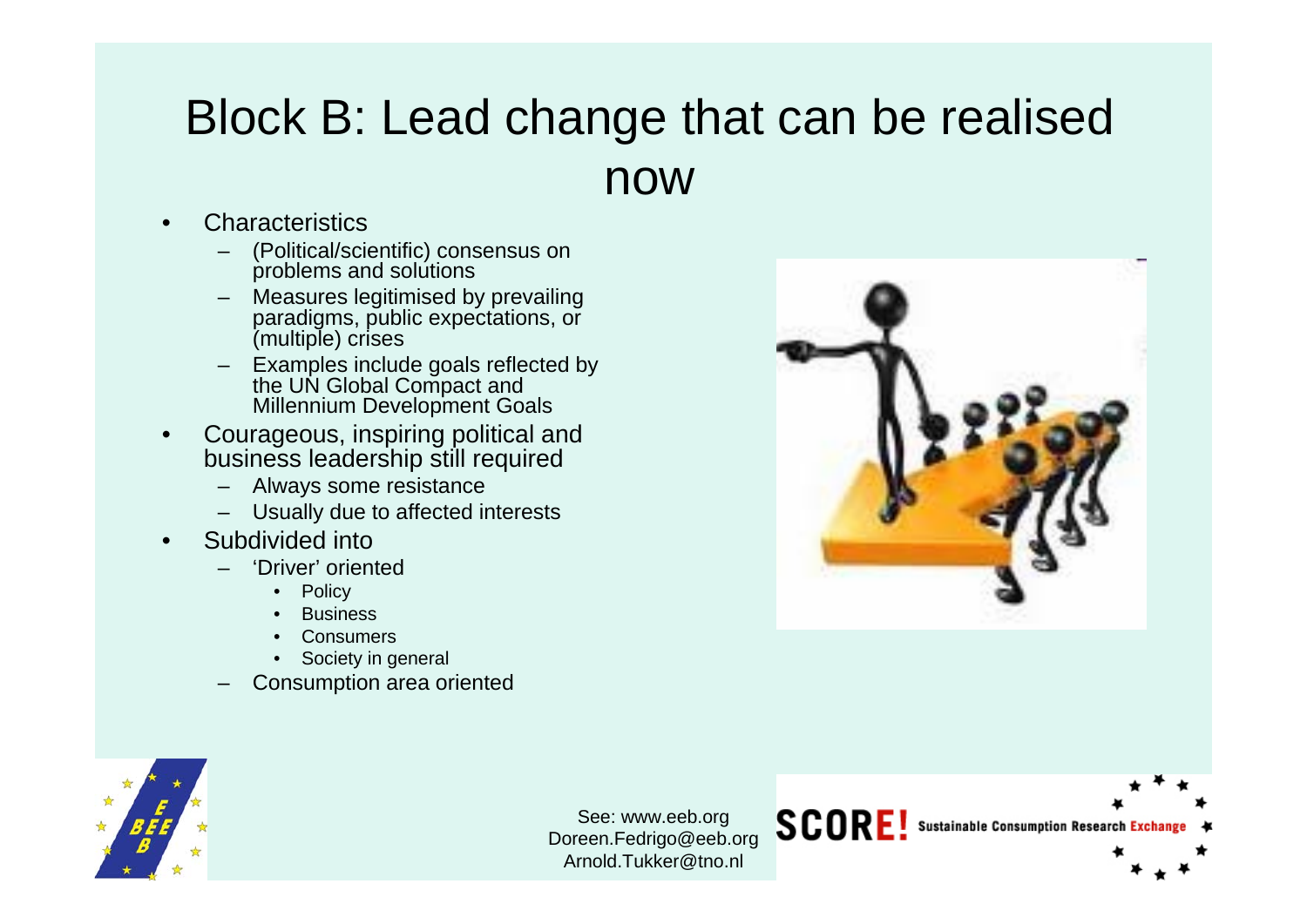# Block B: Lead change that can be realised now

- Characteristics
  - (Political/scientific) consensus on problems and solutions
  - Measures legitimised by prevailing paradigms, public expectations, or (multiple) crises
  - Examples include goals reflected by the UN Global Compact and Millennium Development Goals
- Courageous, inspiring political and business leadership still required
  - Always some resistance
  - Usually due to affected interests
- Subdivided into
  - 'Driver' oriented
    - Policy
    - Business
    - Consumers
    - Society in general
  - Consumption area oriented

See: www.eeb.org
Doreen.Fedrigo@eeb.org
Arnold.Tukker@tno.nl

SCORE! Sustainable Consumption Research Exchange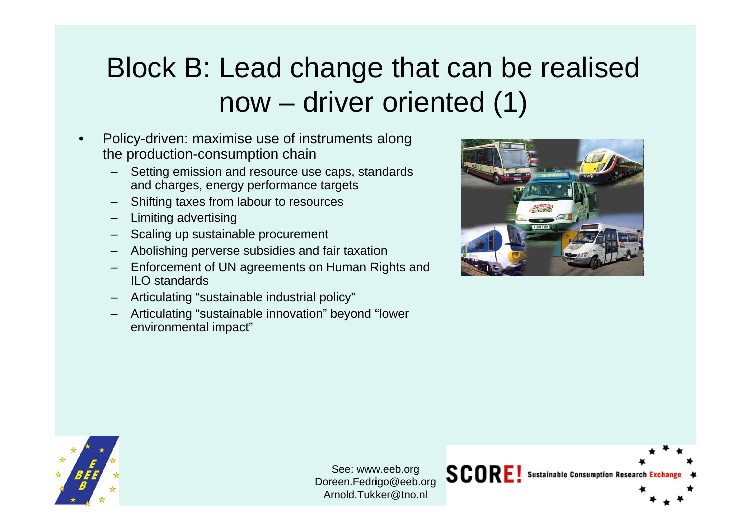# Block B: Lead change that can be realised now – driver oriented (1)

- Policy-driven: maximise use of instruments along the production-consumption chain
  - Setting emission and resource use caps, standards and charges, energy performance targets
  - Shifting taxes from labour to resources
  - Limiting advertising
  - Scaling up sustainable procurement
  - Abolishing perverse subsidies and fair taxation
  - Enforcement of UN agreements on Human Rights and ILO standards
  - Articulating "sustainable industrial policy"
  - Articulating "sustainable innovation" beyond "lower environmental impact"

See: www.eeb.org
Doreen.Fedrigo@eeb.org
Arnold.Tukker@tno.nl

SCORE! Sustainable Consumption Research Exchange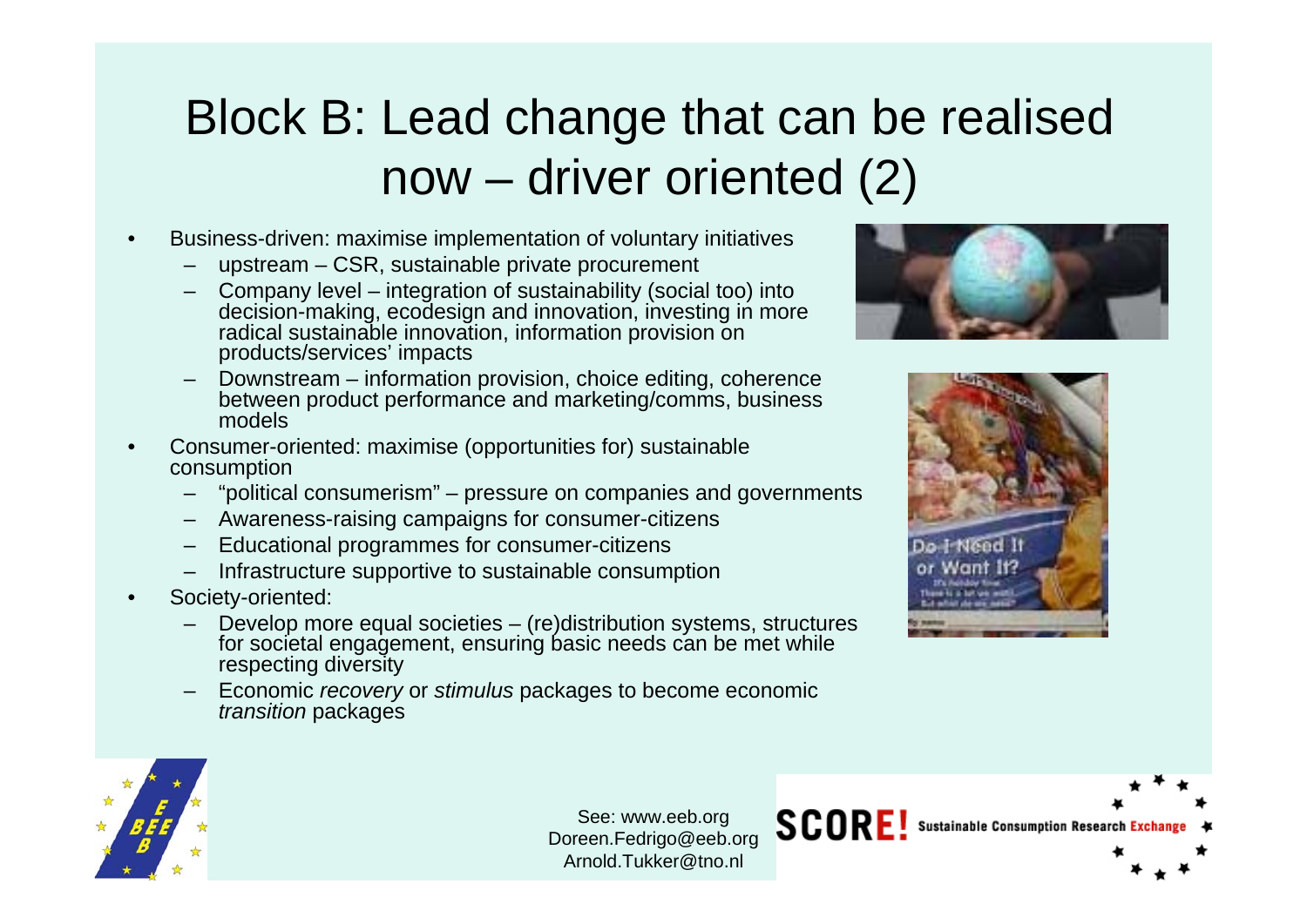# Block B: Lead change that can be realised now – driver oriented (2)

- Business-driven: maximise implementation of voluntary initiatives
  - upstream – CSR, sustainable private procurement
  - Company level – integration of sustainability (social too) into decision-making, ecodesign and innovation, investing in more radical sustainable innovation, information provision on products/services' impacts
  - Downstream – information provision, choice editing, coherence between product performance and marketing/comms, business models
- Consumer-oriented: maximise (opportunities for) sustainable consumption
  - "political consumerism" – pressure on companies and governments
  - Awareness-raising campaigns for consumer-citizens
  - Educational programmes for consumer-citizens
  - Infrastructure supportive to sustainable consumption
- Society-oriented:
  - Develop more equal societies – (re)distribution systems, structures for societal engagement, ensuring basic needs can be met while respecting diversity
  - Economic *recovery* or *stimulus* packages to become economic *transition* packages

See: www.eeb.org
Doreen.Fedrigo@eeb.org
Arnold.Tukker@tno.nl

SCORE! Sustainable Consumption Research Exchange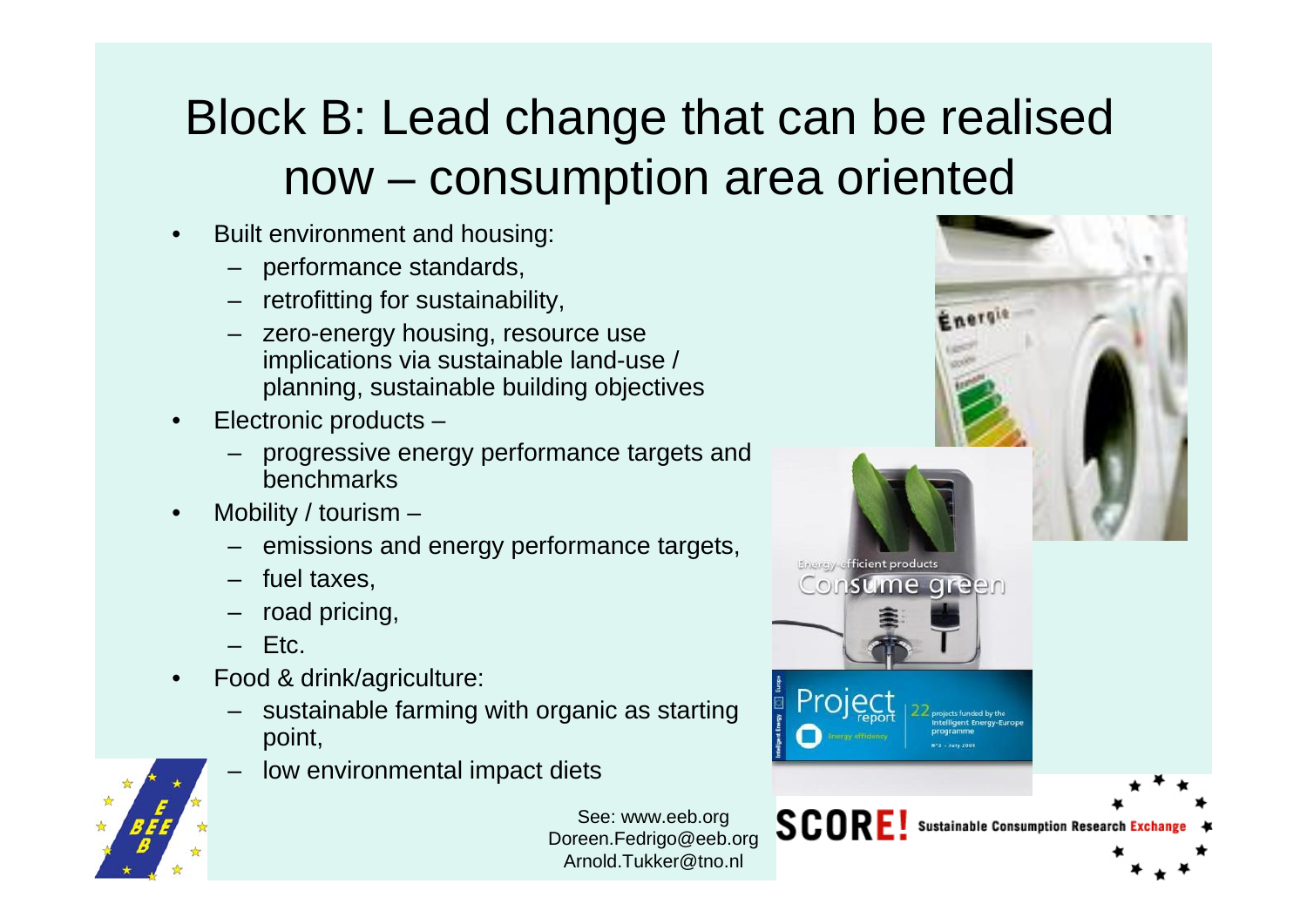# Block B: Lead change that can be realised now – consumption area oriented

- Built environment and housing:
  - performance standards,
  - retrofitting for sustainability,
  - zero-energy housing, resource use implications via sustainable land-use / planning, sustainable building objectives
- Electronic products –
  - progressive energy performance targets and benchmarks
- Mobility / tourism –
  - emissions and energy performance targets,
  - fuel taxes,
  - road pricing,
  - Etc.
- Food & drink/agriculture:
  - sustainable farming with organic as starting point,
  - low environmental impact diets

See: www.eeb.org
Doreen.Fedrigo@eeb.org
Arnold.Tukker@tno.nl

SCORE! Sustainable Consumption Research Exchange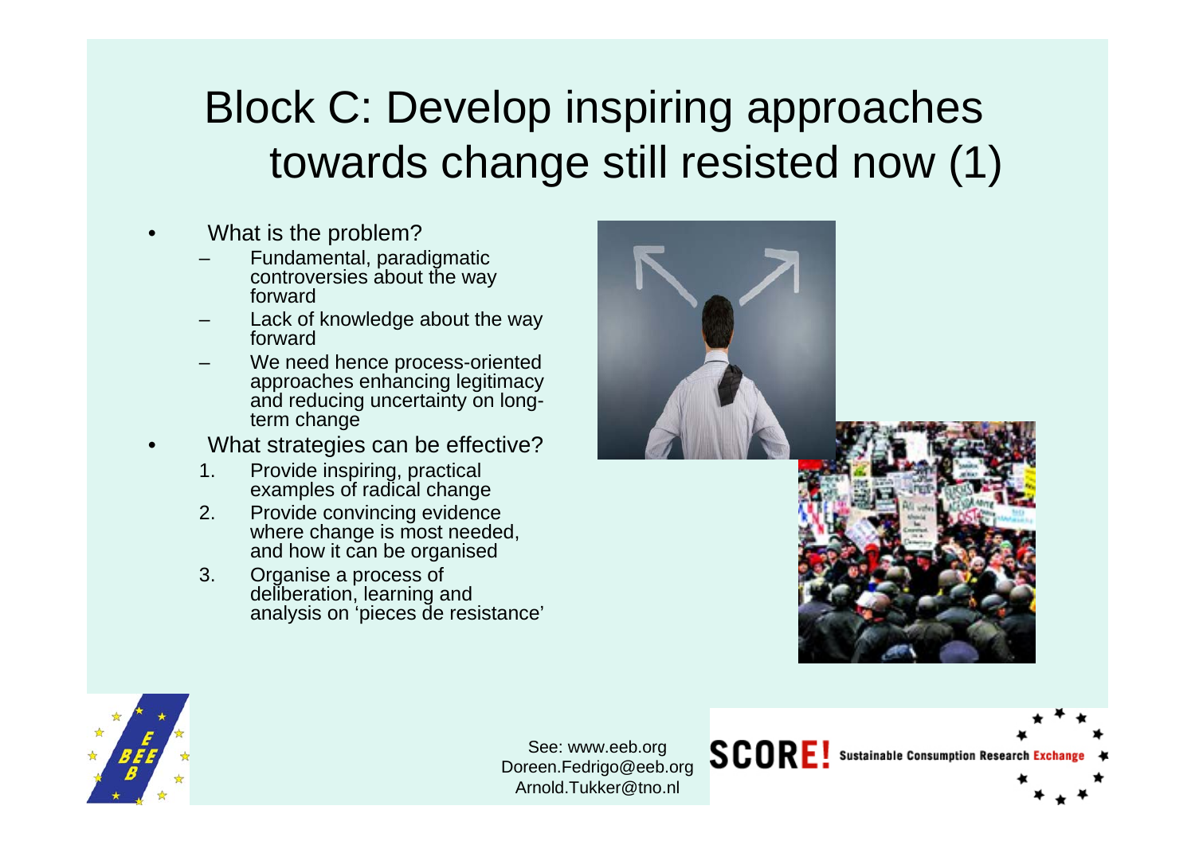# Block C: Develop inspiring approaches towards change still resisted now (1)

- What is the problem?
  - Fundamental, paradigmatic controversies about the way forward
  - Lack of knowledge about the way forward
  - We need hence process-oriented approaches enhancing legitimacy and reducing uncertainty on long-term change
- What strategies can be effective?
  1. Provide inspiring, practical examples of radical change
  2. Provide convincing evidence where change is most needed, and how it can be organised
  3. Organise a process of deliberation, learning and analysis on 'pieces de resistance'

See: www.eeb.org
Doreen.Fedrigo@eeb.org
Arnold.Tukker@tno.nl

SCORE! Sustainable Consumption Research Exchange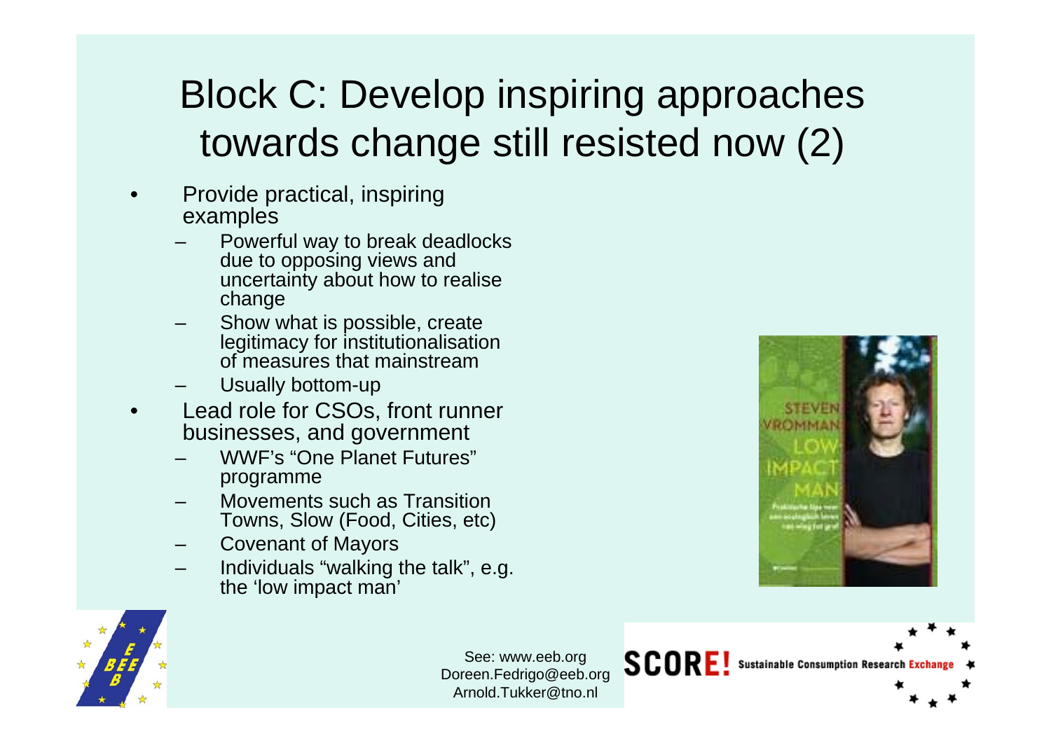# Block C: Develop inspiring approaches towards change still resisted now (2)

- Provide practical, inspiring examples
  - Powerful way to break deadlocks due to opposing views and uncertainty about how to realise change
  - Show what is possible, create legitimacy for institutionalisation of measures that mainstream
  - Usually bottom-up
- Lead role for CSOs, front runner businesses, and government
  - WWF's "One Planet Futures" programme
  - Movements such as Transition Towns, Slow (Food, Cities, etc)
  - Covenant of Mayors
  - Individuals "walking the talk", e.g. the 'low impact man'

See: www.eeb.org
Doreen.Fedrigo@eeb.org
Arnold.Tukker@tno.nl

SCORE! Sustainable Consumption Research Exchange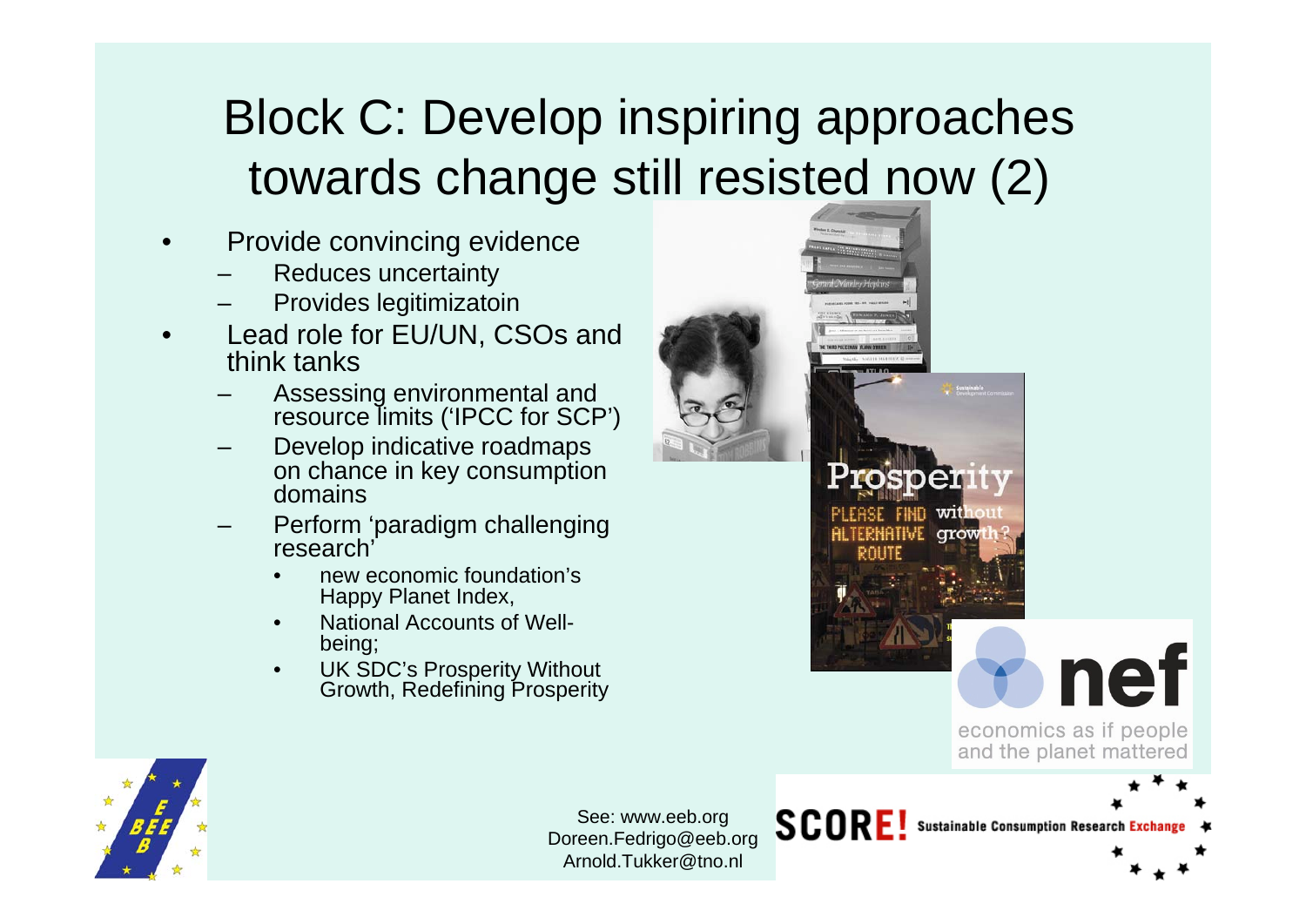# Block C: Develop inspiring approaches towards change still resisted now (2)

- Provide convincing evidence
  - Reduces uncertainty
  - Provides legitimizatoin
- Lead role for EU/UN, CSOs and think tanks
  - Assessing environmental and resource limits ('IPCC for SCP')
  - Develop indicative roadmaps on chance in key consumption domains
  - Perform 'paradigm challenging research'
    - new economic foundation's Happy Planet Index,
    - National Accounts of Well-being;
    - UK SDC's Prosperity Without Growth, Redefining Prosperity

See: www.eeb.org
Doreen.Fedrigo@eeb.org
Arnold.Tukker@tno.nl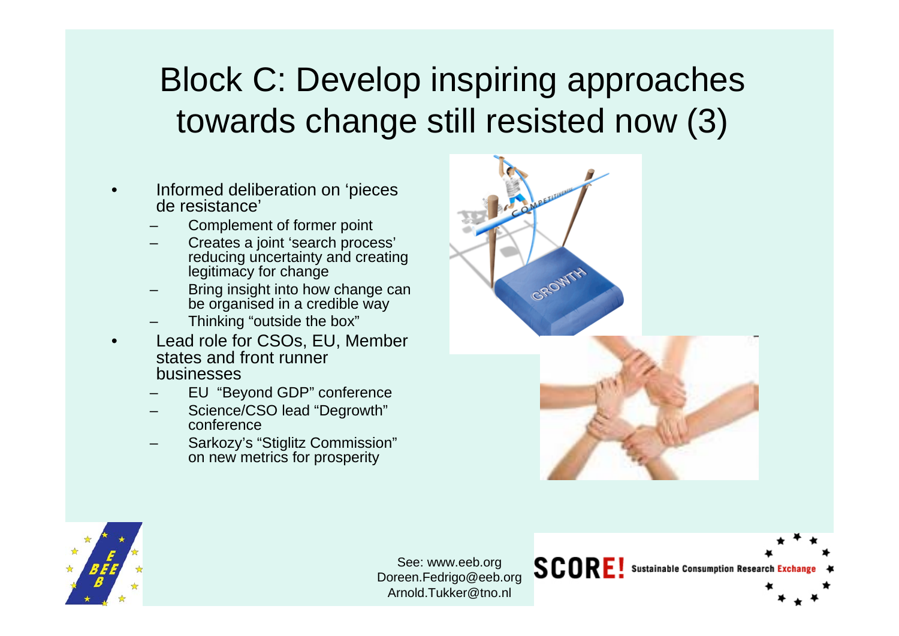# Block C: Develop inspiring approaches towards change still resisted now (3)

- Informed deliberation on 'pieces de resistance'
  - Complement of former point
  - Creates a joint 'search process' reducing uncertainty and creating legitimacy for change
  - Bring insight into how change can be organised in a credible way
  - Thinking "outside the box"
- Lead role for CSOs, EU, Member states and front runner businesses
  - EU "Beyond GDP" conference
  - Science/CSO lead "Degrowth" conference
  - Sarkozy's "Stiglitz Commission" on new metrics for prosperity

See: www.eeb.org
Doreen.Fedrigo@eeb.org
Arnold.Tukker@tno.nl

SCORE! Sustainable Consumption Research Exchange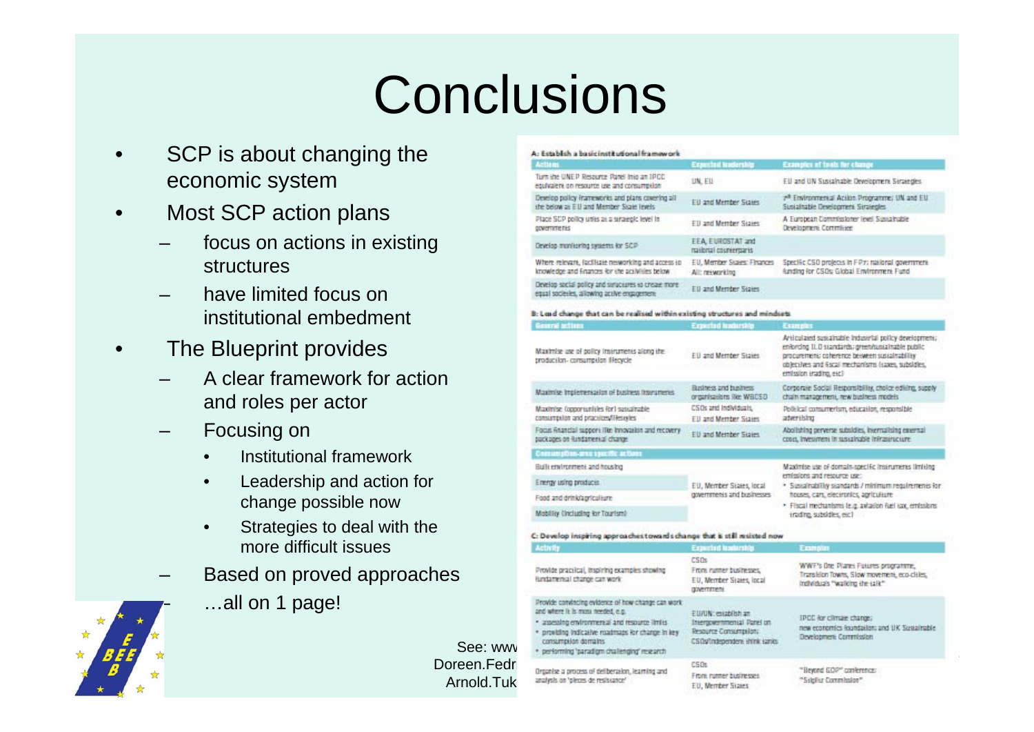# Conclusions

- SCP is about changing the economic system
- Most SCP action plans
  - focus on actions in existing structures
  - have limited focus on institutional embedment
- The Blueprint provides
  - A clear framework for action and roles per actor
  - Focusing on
    - Institutional framework
    - Leadership and action for change possible now
    - Strategies to deal with the more difficult issues
  - Based on proved approaches
  - …all on 1 page!

**A: Establish a basic institutional framework**

| Actions | Expected leadership | Examples of tools for change |
|---|---|---|
| Turn the UNEP Resource Panel into an IPCC equivalent on resource use and consumption | UN, EU | EU and UN Sustainable Development Strategies |
| Develop policy frameworks and plans covering all the below at EU and Member State levels | EU and Member States | 7th Environmental Action Programme; UN and EU Sustainable Development Strategies |
| Place SCP policy units at a strategic level in governments | EU and Member States | A European Commissioner level Sustainable Development Committee |
| Develop monitoring systems for SCP | EEA, EUROSTAT and national counterparts | |
| Where relevant, facilitate networking and access to knowledge and finances for the activities below | EU, Member States: Finances All: networking | Specific CSO projects in FP7; national government funding for CSOs; Global Environment Fund |
| Develop social policy and structures to create more equal societies, allowing active engagement | EU and Member States | |

**B: Lead change that can be realised within existing structures and mindsets**

| General actions | Expected leadership | Examples |
|---|---|---|
| Maximise use of policy instruments along the production- consumption lifecycle | EU and Member States | Articulated sustainable industrial policy development; enforcing ILO standards; green/sustainable public procurement; coherence between sustainability objectives and fiscal mechanisms (taxes, subsidies, emission trading, etc) |
| Maximise implementation of business instruments | Business and business organisations like WBCSD | Corporate Social Responsibility, choice editing, supply chain management, new business models |
| Maximise (opportunities for) sustainable consumption and practices/lifestyles | CSOs and individuals, EU and Member States | Political consumerism, education, responsible advertising |
| Focus financial support like innovation and recovery packages on fundamental change | EU and Member States | Abolishing perverse subsidies, internalising external costs, investment in sustainable infrastructure |
| **Consumption-area specific actions** | | |
| Built environment and housing | EU, Member States, local governments and businesses | Maximise use of domain-specific instruments limiting emissions and resource use: • Sustainability standards / minimum requirements for houses, cars, electronics, agriculture • Fiscal mechanisms (e.g. taxation fuel tax, emissions trading, subsidies, etc) |
| Energy using products | | |
| Food and drink/agriculture | | |
| Mobility (including for Tourism) | | |

**C: Develop inspiring approaches towards change that is still resisted now**

| Activity | Expected leadership | Examples |
|---|---|---|
| Provide practical, inspiring examples showing fundamental change can work | CSOs Front runner businesses, EU, Member States, local government | WWF's One Planet Futures programme, Transition Towns, Slow movement, eco-cities, individuals "walking the talk" |
| Provide convincing evidence of how change can work and where it is most needed, e.g. • assessing environmental and resource limits • providing indicative roadmaps for change in key consumption domains • performing 'paradigm challenging' research | EU/UN: establish an Intergovernmental Panel on Resource Consumption; CSOs/independent think tanks | IPCC for climate change; new economics foundation and UK Sustainable Development Commission |
| Organise a process of deliberation, learning and analysis on 'pieces of resistance' | CSOs Front runner businesses EU, Member States | "Beyond GDP" conference; "Stiglitz Commission" |

See: www
Doreen.Fedr
Arnold.Tuk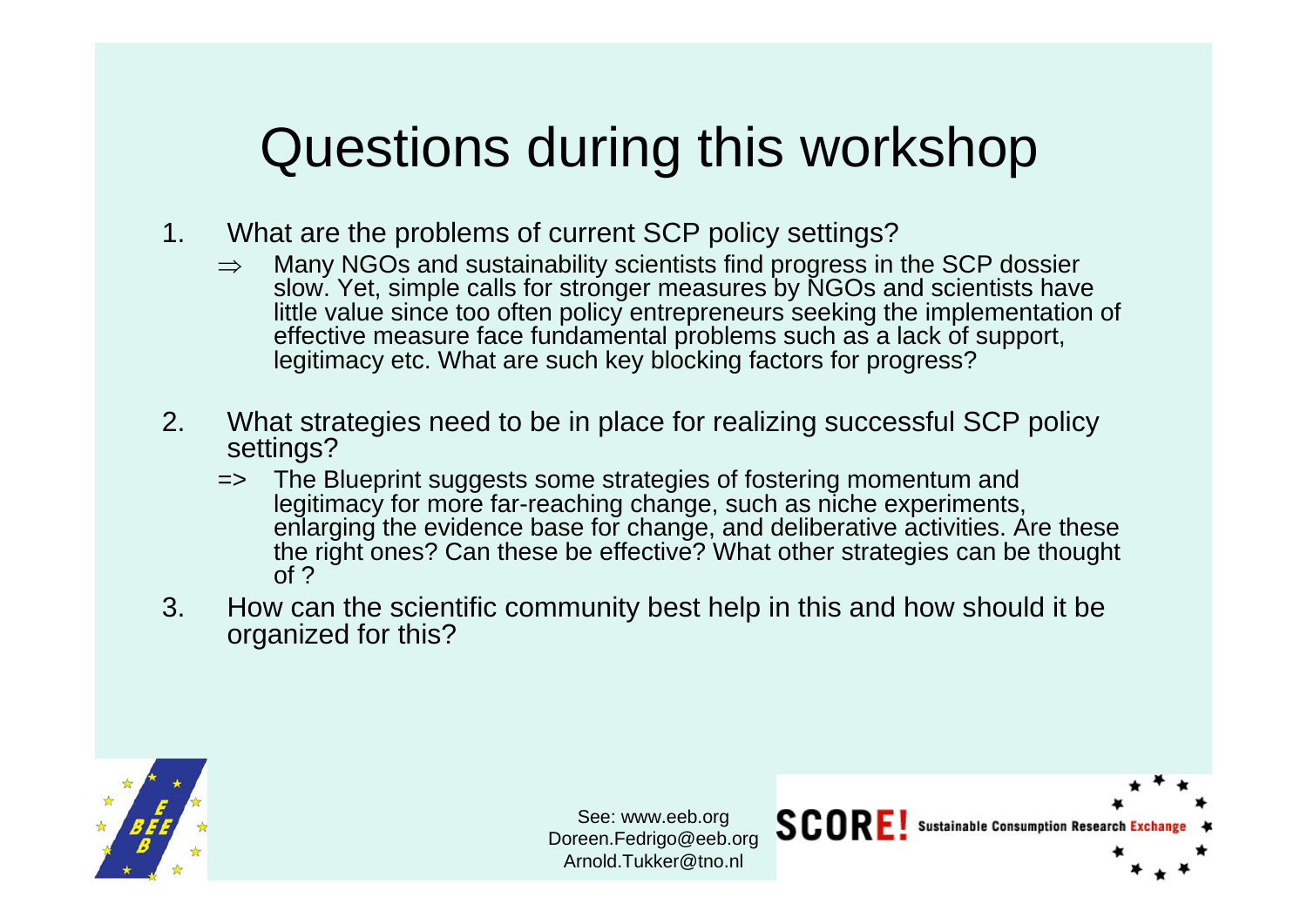# Questions during this workshop

1. What are the problems of current SCP policy settings?
   - ⇒ Many NGOs and sustainability scientists find progress in the SCP dossier slow. Yet, simple calls for stronger measures by NGOs and scientists have little value since too often policy entrepreneurs seeking the implementation of effective measure face fundamental problems such as a lack of support, legitimacy etc. What are such key blocking factors for progress?

2. What strategies need to be in place for realizing successful SCP policy settings?
   - => The Blueprint suggests some strategies of fostering momentum and legitimacy for more far-reaching change, such as niche experiments, enlarging the evidence base for change, and deliberative activities. Are these the right ones? Can these be effective? What other strategies can be thought of ?

3. How can the scientific community best help in this and how should it be organized for this?

See: www.eeb.org
Doreen.Fedrigo@eeb.org
Arnold.Tukker@tno.nl

SCORE! Sustainable Consumption Research Exchange